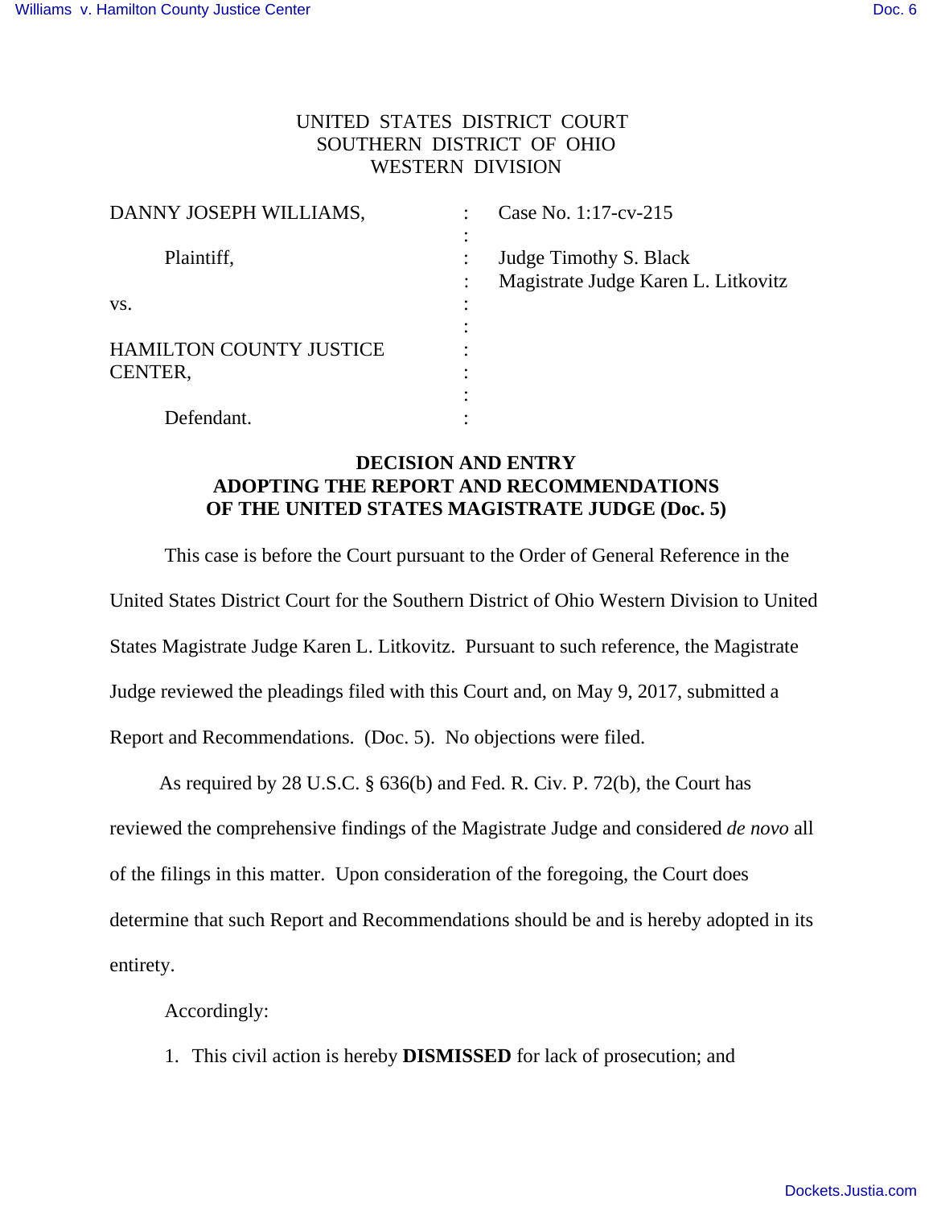UNITED STATES DISTRICT COURT
SOUTHERN DISTRICT OF OHIO
WESTERN DIVISION

| | | |
|---|---|---|
| DANNY JOSEPH WILLIAMS, | : | Case No. 1:17-cv-215 |
| Plaintiff, | : | Judge Timothy S. Black |
| | : | Magistrate Judge Karen L. Litkovitz |
| vs. | : | |
| HAMILTON COUNTY JUSTICE CENTER, | : | |
| Defendant. | : | |

**DECISION AND ENTRY**
**ADOPTING THE REPORT AND RECOMMENDATIONS**
**OF THE UNITED STATES MAGISTRATE JUDGE (Doc. 5)**

This case is before the Court pursuant to the Order of General Reference in the United States District Court for the Southern District of Ohio Western Division to United States Magistrate Judge Karen L. Litkovitz. Pursuant to such reference, the Magistrate Judge reviewed the pleadings filed with this Court and, on May 9, 2017, submitted a Report and Recommendations. (Doc. 5). No objections were filed.

As required by 28 U.S.C. § 636(b) and Fed. R. Civ. P. 72(b), the Court has reviewed the comprehensive findings of the Magistrate Judge and considered *de novo* all of the filings in this matter. Upon consideration of the foregoing, the Court does determine that such Report and Recommendations should be and is hereby adopted in its entirety.

Accordingly:

1. This civil action is hereby **DISMISSED** for lack of prosecution; and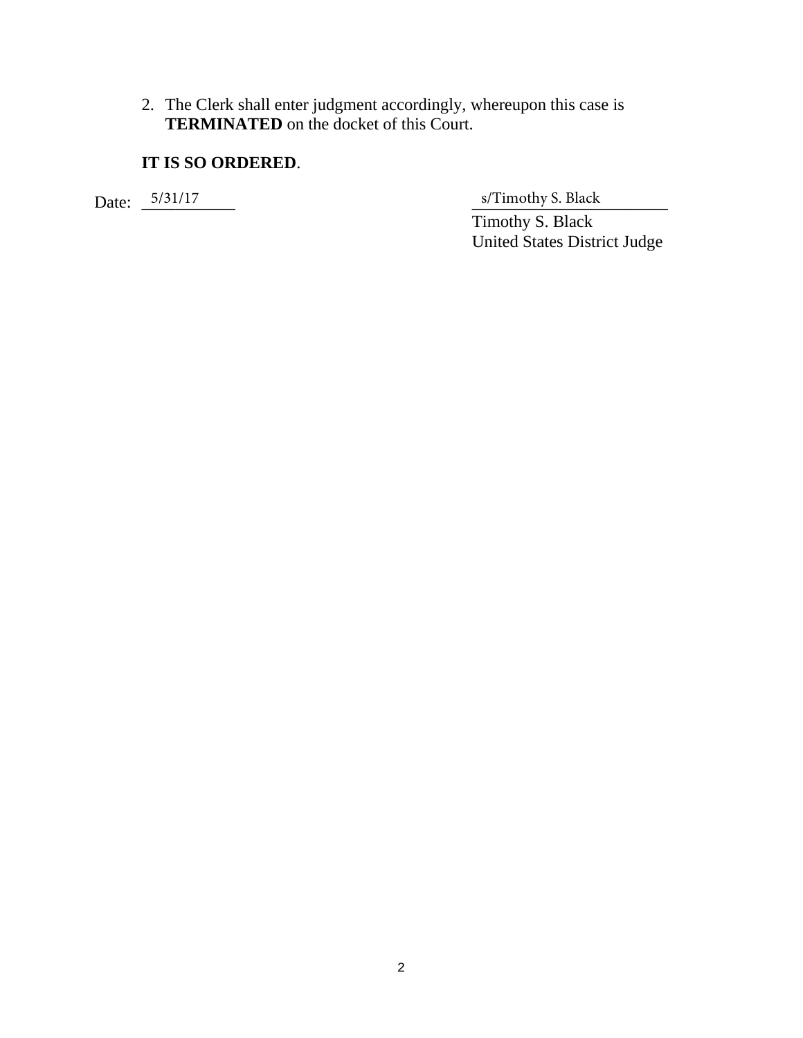2. The Clerk shall enter judgment accordingly, whereupon this case is **TERMINATED** on the docket of this Court.

**IT IS SO ORDERED**.

Date: 5/31/17

s/Timothy S. Black
Timothy S. Black
United States District Judge